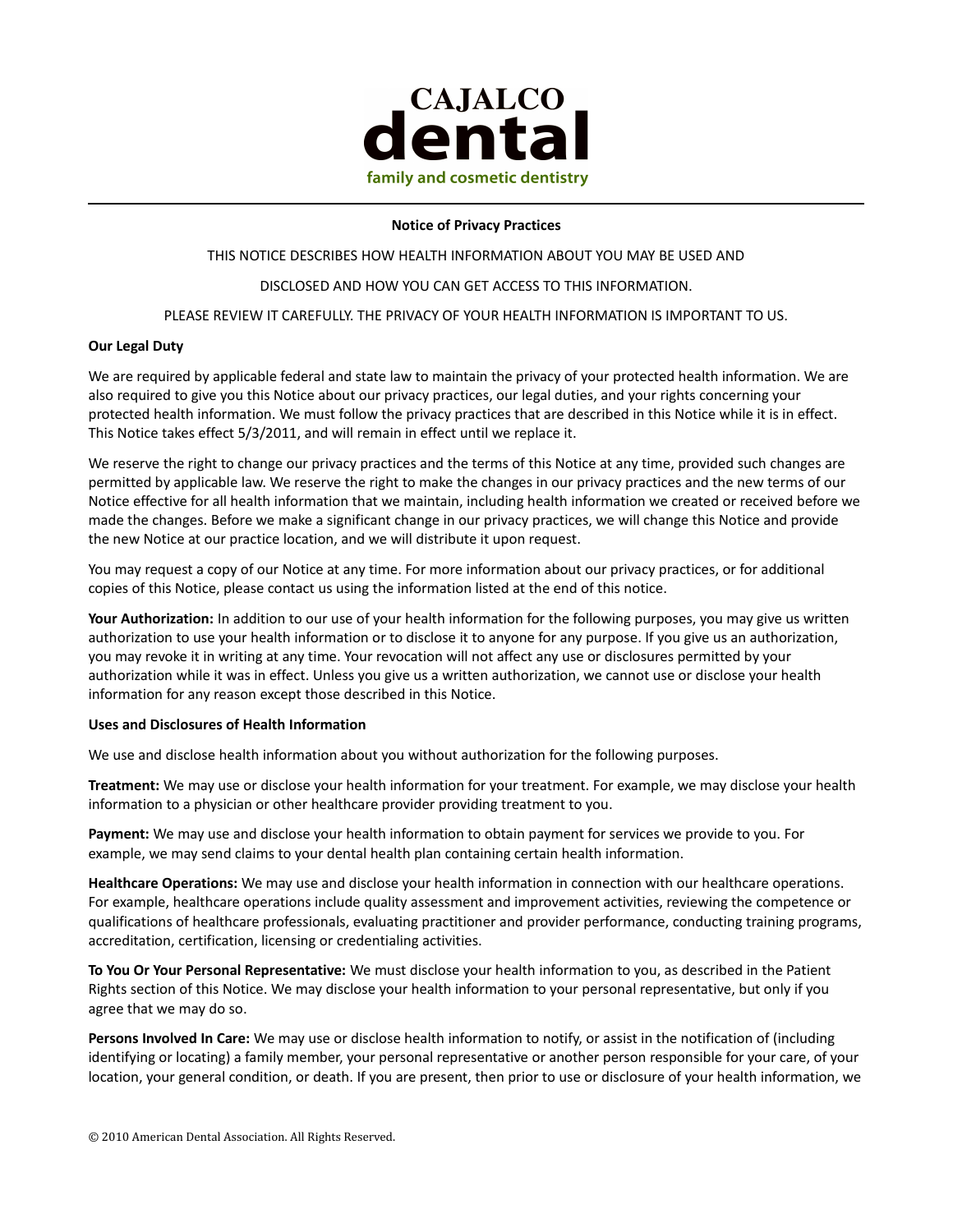**CAJALCO dental**

**family and cosmetic dentistry**

---

## Notice of Privacy Practices

THIS NOTICE DESCRIBES HOW HEALTH INFORMATION ABOUT YOU MAY BE USED AND

DISCLOSED AND HOW YOU CAN GET ACCESS TO THIS INFORMATION.

PLEASE REVIEW IT CAREFULLY. THE PRIVACY OF YOUR HEALTH INFORMATION IS IMPORTANT TO US.

### Our Legal Duty

We are required by applicable federal and state law to maintain the privacy of your protected health information. We are also required to give you this Notice about our privacy practices, our legal duties, and your rights concerning your protected health information. We must follow the privacy practices that are described in this Notice while it is in effect. This Notice takes effect 5/3/2011, and will remain in effect until we replace it.

We reserve the right to change our privacy practices and the terms of this Notice at any time, provided such changes are permitted by applicable law. We reserve the right to make the changes in our privacy practices and the new terms of our Notice effective for all health information that we maintain, including health information we created or received before we made the changes. Before we make a significant change in our privacy practices, we will change this Notice and provide the new Notice at our practice location, and we will distribute it upon request.

You may request a copy of our Notice at any time. For more information about our privacy practices, or for additional copies of this Notice, please contact us using the information listed at the end of this notice.

**Your Authorization:** In addition to our use of your health information for the following purposes, you may give us written authorization to use your health information or to disclose it to anyone for any purpose. If you give us an authorization, you may revoke it in writing at any time. Your revocation will not affect any use or disclosures permitted by your authorization while it was in effect. Unless you give us a written authorization, we cannot use or disclose your health information for any reason except those described in this Notice.

### Uses and Disclosures of Health Information

We use and disclose health information about you without authorization for the following purposes.

**Treatment:** We may use or disclose your health information for your treatment. For example, we may disclose your health information to a physician or other healthcare provider providing treatment to you.

**Payment:** We may use and disclose your health information to obtain payment for services we provide to you. For example, we may send claims to your dental health plan containing certain health information.

**Healthcare Operations:** We may use and disclose your health information in connection with our healthcare operations. For example, healthcare operations include quality assessment and improvement activities, reviewing the competence or qualifications of healthcare professionals, evaluating practitioner and provider performance, conducting training programs, accreditation, certification, licensing or credentialing activities.

**To You Or Your Personal Representative:** We must disclose your health information to you, as described in the Patient Rights section of this Notice. We may disclose your health information to your personal representative, but only if you agree that we may do so.

**Persons Involved In Care:** We may use or disclose health information to notify, or assist in the notification of (including identifying or locating) a family member, your personal representative or another person responsible for your care, of your location, your general condition, or death. If you are present, then prior to use or disclosure of your health information, we

© 2010 American Dental Association. All Rights Reserved.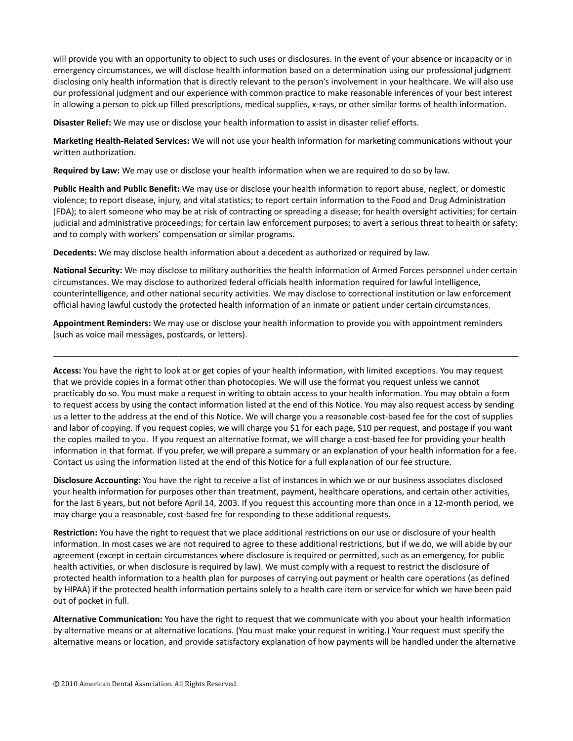will provide you with an opportunity to object to such uses or disclosures. In the event of your absence or incapacity or in emergency circumstances, we will disclose health information based on a determination using our professional judgment disclosing only health information that is directly relevant to the person's involvement in your healthcare. We will also use our professional judgment and our experience with common practice to make reasonable inferences of your best interest in allowing a person to pick up filled prescriptions, medical supplies, x-rays, or other similar forms of health information.

**Disaster Relief:** We may use or disclose your health information to assist in disaster relief efforts.

**Marketing Health-Related Services:** We will not use your health information for marketing communications without your written authorization.

**Required by Law:** We may use or disclose your health information when we are required to do so by law.

**Public Health and Public Benefit:** We may use or disclose your health information to report abuse, neglect, or domestic violence; to report disease, injury, and vital statistics; to report certain information to the Food and Drug Administration (FDA); to alert someone who may be at risk of contracting or spreading a disease; for health oversight activities; for certain judicial and administrative proceedings; for certain law enforcement purposes; to avert a serious threat to health or safety; and to comply with workers' compensation or similar programs.

**Decedents:** We may disclose health information about a decedent as authorized or required by law.

**National Security:** We may disclose to military authorities the health information of Armed Forces personnel under certain circumstances. We may disclose to authorized federal officials health information required for lawful intelligence, counterintelligence, and other national security activities. We may disclose to correctional institution or law enforcement official having lawful custody the protected health information of an inmate or patient under certain circumstances.

**Appointment Reminders:** We may use or disclose your health information to provide you with appointment reminders (such as voice mail messages, postcards, or letters).

---

**Access:** You have the right to look at or get copies of your health information, with limited exceptions. You may request that we provide copies in a format other than photocopies. We will use the format you request unless we cannot practicably do so. You must make a request in writing to obtain access to your health information. You may obtain a form to request access by using the contact information listed at the end of this Notice. You may also request access by sending us a letter to the address at the end of this Notice. We will charge you a reasonable cost-based fee for the cost of supplies and labor of copying. If you request copies, we will charge you $1 for each page, $10 per request, and postage if you want the copies mailed to you. If you request an alternative format, we will charge a cost-based fee for providing your health information in that format. If you prefer, we will prepare a summary or an explanation of your health information for a fee. Contact us using the information listed at the end of this Notice for a full explanation of our fee structure.

**Disclosure Accounting:** You have the right to receive a list of instances in which we or our business associates disclosed your health information for purposes other than treatment, payment, healthcare operations, and certain other activities, for the last 6 years, but not before April 14, 2003. If you request this accounting more than once in a 12-month period, we may charge you a reasonable, cost-based fee for responding to these additional requests.

**Restriction:** You have the right to request that we place additional restrictions on our use or disclosure of your health information. In most cases we are not required to agree to these additional restrictions, but if we do, we will abide by our agreement (except in certain circumstances where disclosure is required or permitted, such as an emergency, for public health activities, or when disclosure is required by law). We must comply with a request to restrict the disclosure of protected health information to a health plan for purposes of carrying out payment or health care operations (as defined by HIPAA) if the protected health information pertains solely to a health care item or service for which we have been paid out of pocket in full.

**Alternative Communication:** You have the right to request that we communicate with you about your health information by alternative means or at alternative locations. (You must make your request in writing.) Your request must specify the alternative means or location, and provide satisfactory explanation of how payments will be handled under the alternative

© 2010 American Dental Association. All Rights Reserved.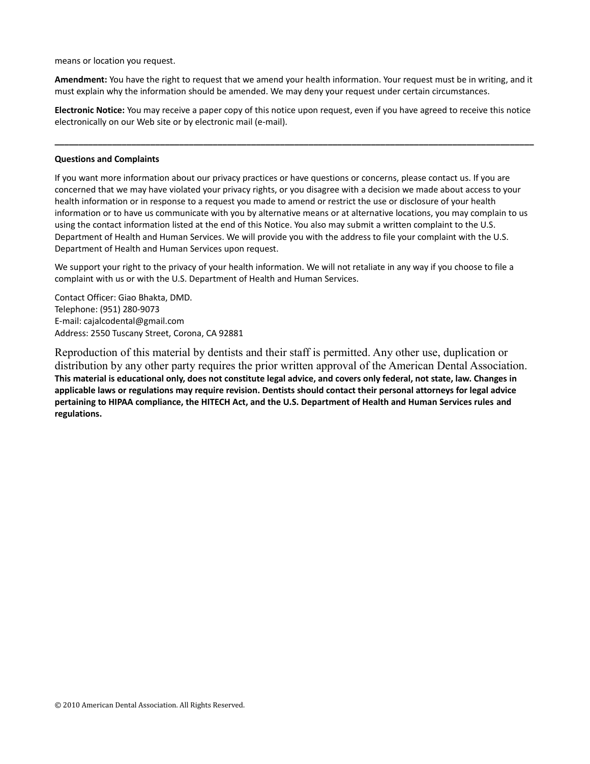means or location you request.

**Amendment:** You have the right to request that we amend your health information. Your request must be in writing, and it must explain why the information should be amended. We may deny your request under certain circumstances.

**Electronic Notice:** You may receive a paper copy of this notice upon request, even if you have agreed to receive this notice electronically on our Web site or by electronic mail (e-mail).

---

**Questions and Complaints**

If you want more information about our privacy practices or have questions or concerns, please contact us. If you are concerned that we may have violated your privacy rights, or you disagree with a decision we made about access to your health information or in response to a request you made to amend or restrict the use or disclosure of your health information or to have us communicate with you by alternative means or at alternative locations, you may complain to us using the contact information listed at the end of this Notice. You also may submit a written complaint to the U.S. Department of Health and Human Services. We will provide you with the address to file your complaint with the U.S. Department of Health and Human Services upon request.

We support your right to the privacy of your health information. We will not retaliate in any way if you choose to file a complaint with us or with the U.S. Department of Health and Human Services.

Contact Officer: Giao Bhakta, DMD.
Telephone: (951) 280-9073
E-mail: cajalcodental@gmail.com
Address: 2550 Tuscany Street, Corona, CA 92881

Reproduction of this material by dentists and their staff is permitted. Any other use, duplication or distribution by any other party requires the prior written approval of the American Dental Association.
**This material is educational only, does not constitute legal advice, and covers only federal, not state, law. Changes in applicable laws or regulations may require revision. Dentists should contact their personal attorneys for legal advice pertaining to HIPAA compliance, the HITECH Act, and the U.S. Department of Health and Human Services rules and regulations.**

© 2010 American Dental Association. All Rights Reserved.